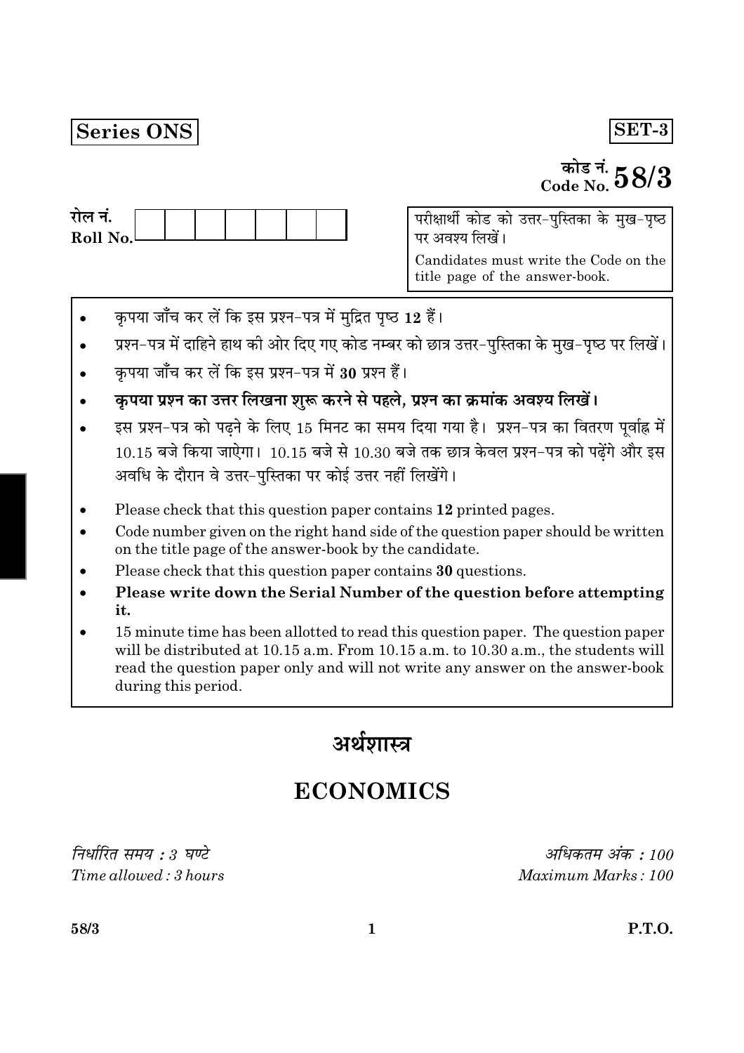**Series ONS** **SET-3**

कोड नं.
Code No. **58/3**

रोल नं.
Roll No. | | | | | | | |

परीक्षार्थी कोड को उत्तर-पुस्तिका के मुख-पृष्ठ पर अवश्य लिखें।

Candidates must write the Code on the title page of the answer-book.

- कृपया जाँच कर लें कि इस प्रश्न-पत्र में मुद्रित पृष्ठ **12** हैं।
- प्रश्न-पत्र में दाहिने हाथ की ओर दिए गए कोड नम्बर को छात्र उत्तर-पुस्तिका के मुख-पृष्ठ पर लिखें।
- कृपया जाँच कर लें कि इस प्रश्न-पत्र में **30** प्रश्न हैं।
- **कृपया प्रश्न का उत्तर लिखना शुरू करने से पहले, प्रश्न का क्रमांक अवश्य लिखें।**
- इस प्रश्न-पत्र को पढ़ने के लिए 15 मिनट का समय दिया गया है। प्रश्न-पत्र का वितरण पूर्वाह्न में 10.15 बजे किया जाएगा। 10.15 बजे से 10.30 बजे तक छात्र केवल प्रश्न-पत्र को पढ़ेंगे और इस अवधि के दौरान वे उत्तर-पुस्तिका पर कोई उत्तर नहीं लिखेंगे।

- Please check that this question paper contains **12** printed pages.
- Code number given on the right hand side of the question paper should be written on the title page of the answer-book by the candidate.
- Please check that this question paper contains **30** questions.
- **Please write down the Serial Number of the question before attempting it.**
- 15 minute time has been allotted to read this question paper. The question paper will be distributed at 10.15 a.m. From 10.15 a.m. to 10.30 a.m., the students will read the question paper only and will not write any answer on the answer-book during this period.

# अर्थशास्त्र

# ECONOMICS

*निर्धारित समय : 3 घण्टे*
*Time allowed : 3 hours*

*अधिकतम अंक : 100*
*Maximum Marks : 100*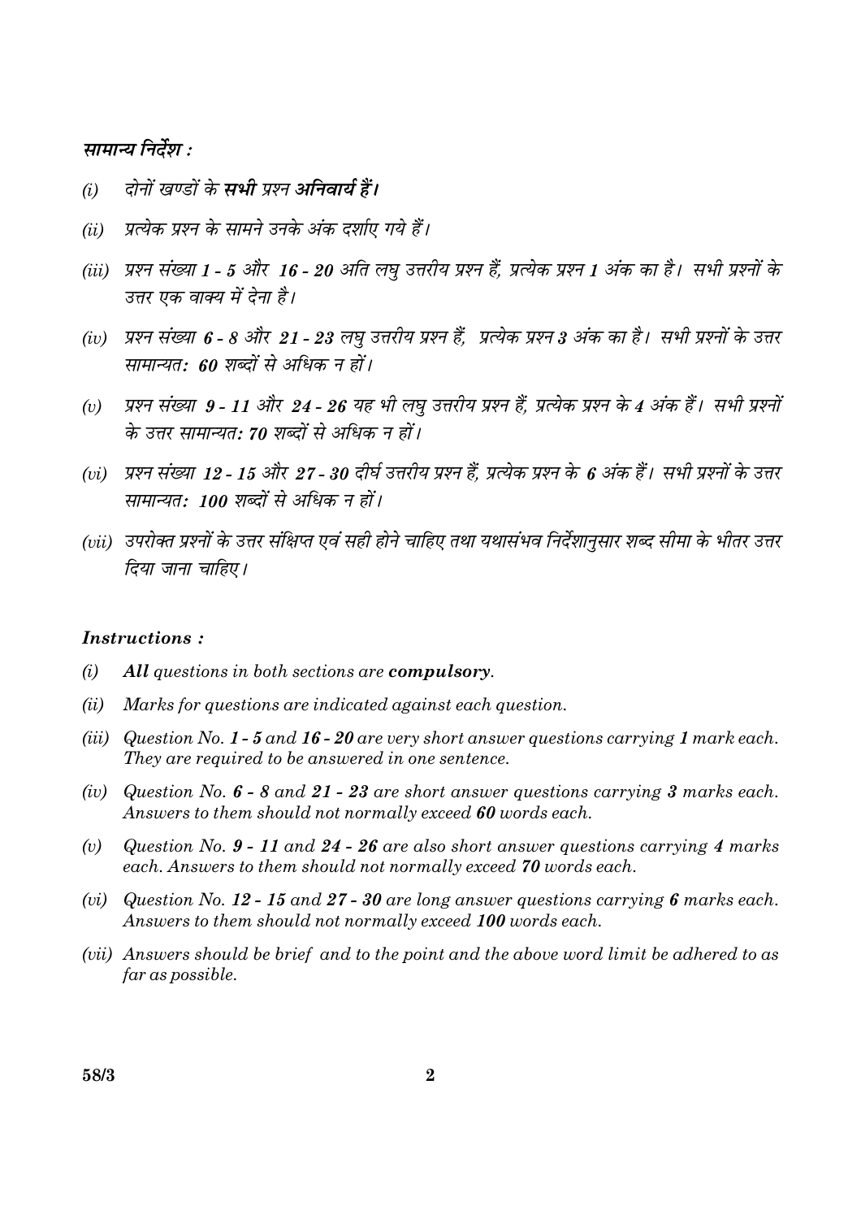### *सामान्य निर्देश :*

*(i)* *दोनों खण्डों के **सभी** प्रश्न **अनिवार्य हैं।***

*(ii)* *प्रत्येक प्रश्न के सामने उनके अंक दर्शाए गये हैं।*

*(iii)* *प्रश्न संख्या **1 - 5** और **16 - 20** अति लघु उत्तरीय प्रश्न हैं, प्रत्येक प्रश्न **1** अंक का है। सभी प्रश्नों के उत्तर एक वाक्य में देना है।*

*(iv)* *प्रश्न संख्या **6 - 8** और **21 - 23** लघु उत्तरीय प्रश्न हैं, प्रत्येक प्रश्न **3** अंक का है। सभी प्रश्नों के उत्तर सामान्यत: **60** शब्दों से अधिक न हों।*

*(v)* *प्रश्न संख्या **9 - 11** और **24 - 26** यह भी लघु उत्तरीय प्रश्न हैं, प्रत्येक प्रश्न के **4** अंक हैं। सभी प्रश्नों के उत्तर सामान्यत: **70** शब्दों से अधिक न हों।*

*(vi)* *प्रश्न संख्या **12 - 15** और **27 - 30** दीर्घ उत्तरीय प्रश्न हैं, प्रत्येक प्रश्न के **6** अंक हैं। सभी प्रश्नों के उत्तर सामान्यत: **100** शब्दों से अधिक न हों।*

*(vii)* *उपरोक्त प्रश्नों के उत्तर संक्षिप्त एवं सही होने चाहिए तथा यथासंभव निर्देशानुसार शब्द सीमा के भीतर उत्तर दिया जाना चाहिए।*

### *Instructions :*

*(i)* ***All** questions in both sections are **compulsory**.*

*(ii)* *Marks for questions are indicated against each question.*

*(iii)* *Question No. **1 - 5** and **16 - 20** are very short answer questions carrying **1** mark each. They are required to be answered in one sentence.*

*(iv)* *Question No. **6 - 8** and **21 - 23** are short answer questions carrying **3** marks each. Answers to them should not normally exceed **60** words each.*

*(v)* *Question No. **9 - 11** and **24 - 26** are also short answer questions carrying **4** marks each. Answers to them should not normally exceed **70** words each.*

*(vi)* *Question No. **12 - 15** and **27 - 30** are long answer questions carrying **6** marks each. Answers to them should not normally exceed **100** words each.*

*(vii)* *Answers should be brief and to the point and the above word limit be adhered to as far as possible.*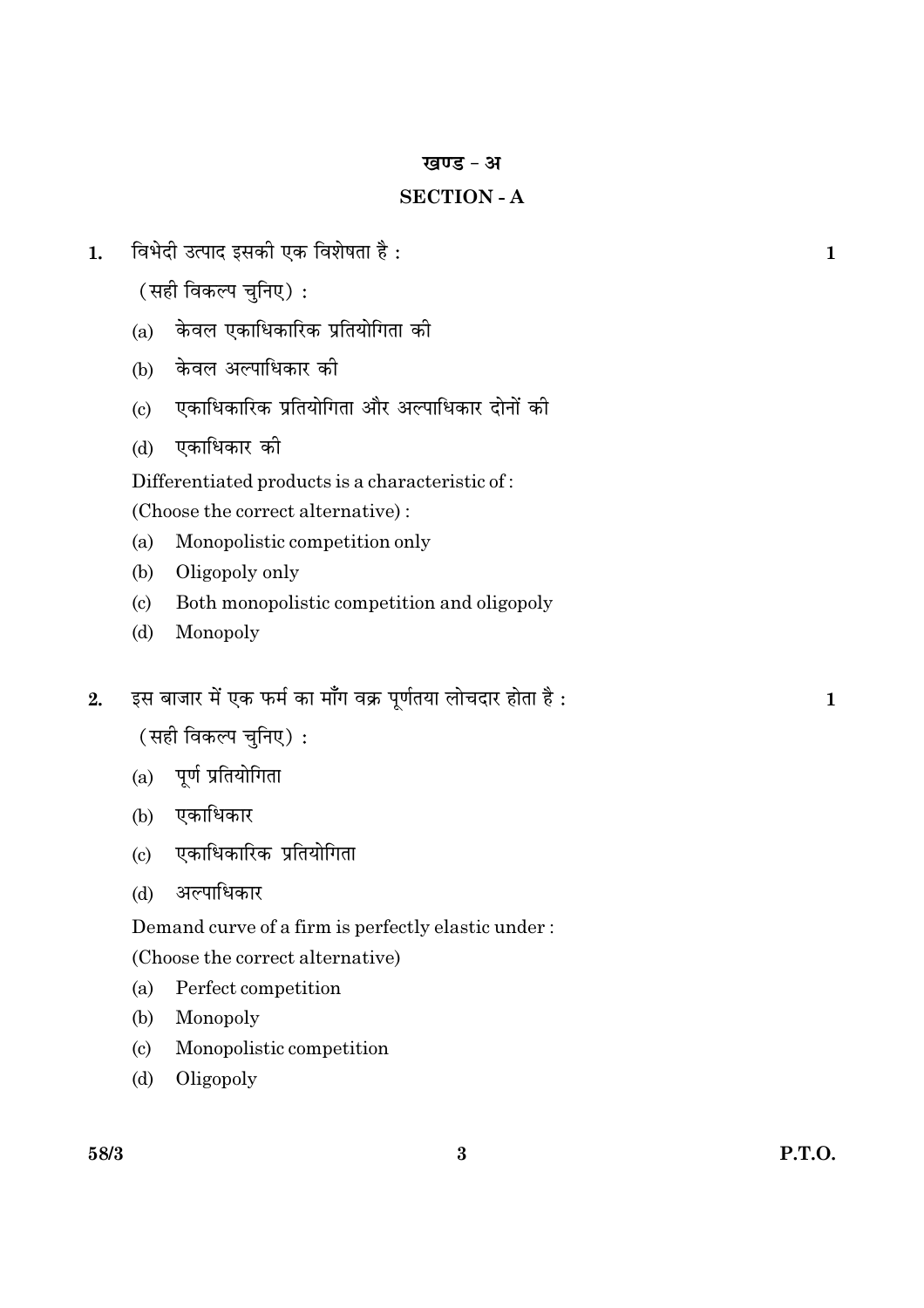## खण्ड - अ

## SECTION - A

**1.** विभेदी उत्पाद इसकी एक विशेषता है : **1**

(सही विकल्प चुनिए) :

(a) केवल एकाधिकारिक प्रतियोगिता की

(b) केवल अल्पाधिकार की

(c) एकाधिकारिक प्रतियोगिता और अल्पाधिकार दोनों की

(d) एकाधिकार की

Differentiated products is a characteristic of :

(Choose the correct alternative) :

(a) Monopolistic competition only

(b) Oligopoly only

(c) Both monopolistic competition and oligopoly

(d) Monopoly

**2.** इस बाजार में एक फर्म का माँग वक्र पूर्णतया लोचदार होता है : **1**

(सही विकल्प चुनिए) :

(a) पूर्ण प्रतियोगिता

(b) एकाधिकार

(c) एकाधिकारिक प्रतियोगिता

(d) अल्पाधिकार

Demand curve of a firm is perfectly elastic under :

(Choose the correct alternative)

(a) Perfect competition

(b) Monopoly

(c) Monopolistic competition

(d) Oligopoly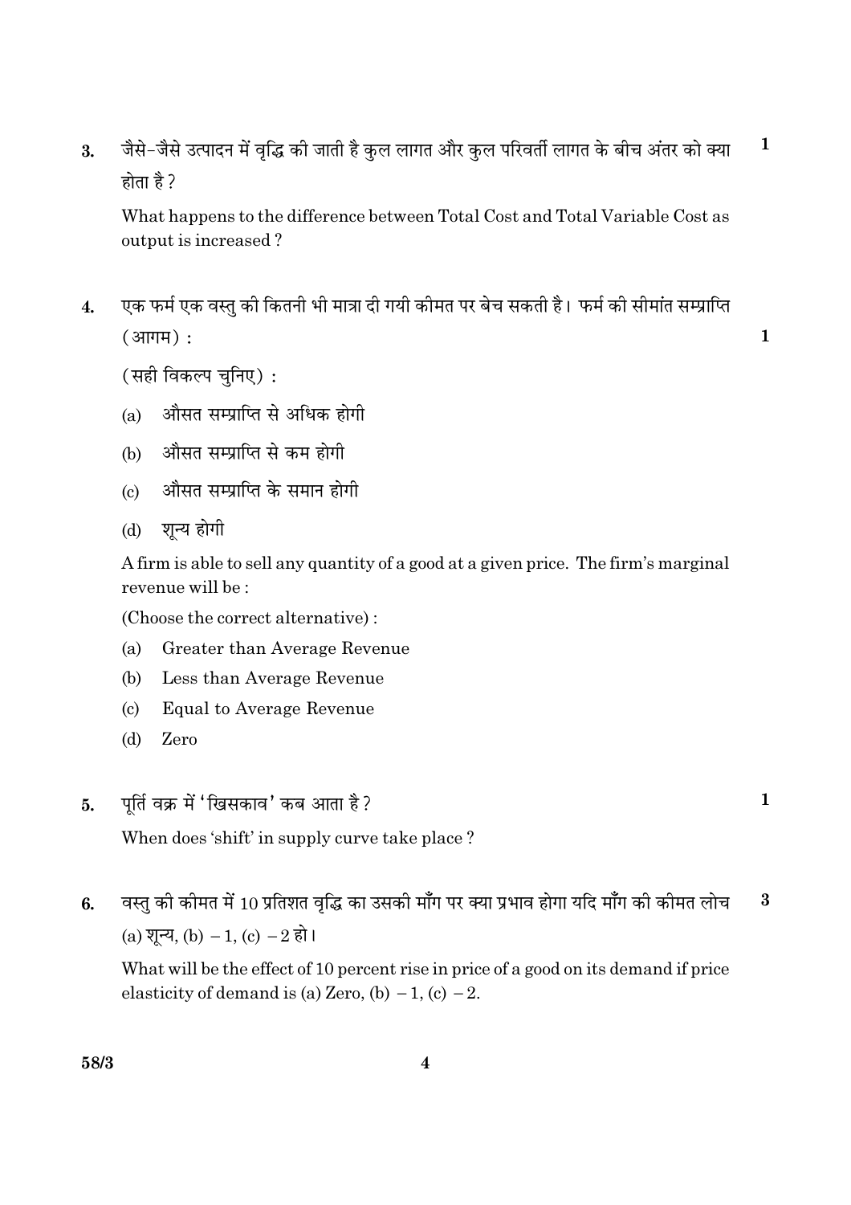3. जैसे-जैसे उत्पादन में वृद्धि की जाती है कुल लागत और कुल परिवर्ती लागत के बीच अंतर को क्या होता है ? **1**

   What happens to the difference between Total Cost and Total Variable Cost as output is increased ?

4. एक फर्म एक वस्तु की कितनी भी मात्रा दी गयी कीमत पर बेच सकती है। फर्म की सीमांत सम्प्राप्ति (आगम) : **1**

   (सही विकल्प चुनिए) :

   (a) औसत सम्प्राप्ति से अधिक होगी
   (b) औसत सम्प्राप्ति से कम होगी
   (c) औसत सम्प्राप्ति के समान होगी
   (d) शून्य होगी

   A firm is able to sell any quantity of a good at a given price. The firm's marginal revenue will be :

   (Choose the correct alternative) :

   (a) Greater than Average Revenue
   (b) Less than Average Revenue
   (c) Equal to Average Revenue
   (d) Zero

5. पूर्ति वक्र में 'खिसकाव' कब आता है ? **1**

   When does 'shift' in supply curve take place ?

6. वस्तु की कीमत में 10 प्रतिशत वृद्धि का उसकी माँग पर क्या प्रभाव होगा यदि माँग की कीमत लोच (a) शून्य, (b) $-1$, (c) $-2$ हो। **3**

   What will be the effect of 10 percent rise in price of a good on its demand if price elasticity of demand is (a) Zero, (b) $-1$, (c) $-2$.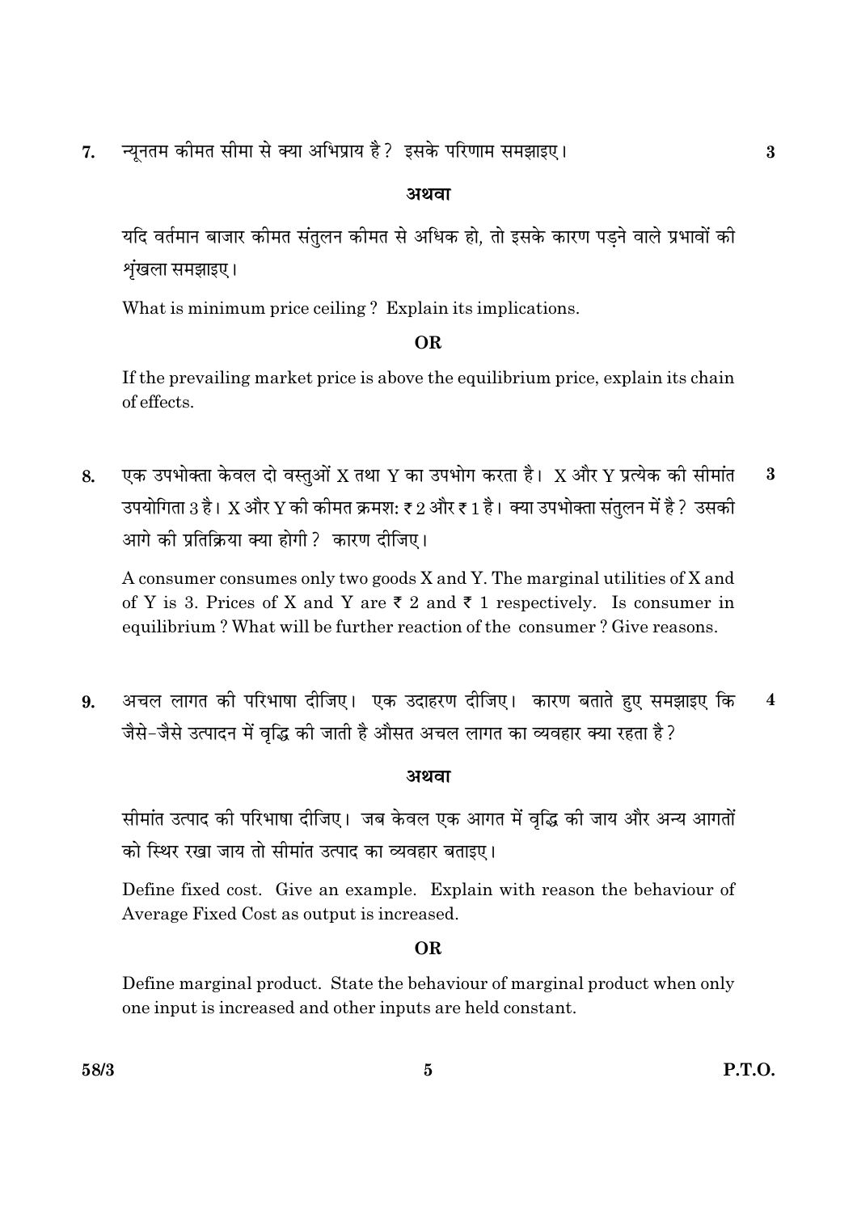7. न्यूनतम कीमत सीमा से क्या अभिप्राय है? इसके परिणाम समझाइए। **3**

**अथवा**

यदि वर्तमान बाजार कीमत संतुलन कीमत से अधिक हो, तो इसके कारण पड़ने वाले प्रभावों की शृंखला समझाइए।

What is minimum price ceiling? Explain its implications.

**OR**

If the prevailing market price is above the equilibrium price, explain its chain of effects.

8. एक उपभोक्ता केवल दो वस्तुओं X तथा Y का उपभोग करता है। X और Y प्रत्येक की सीमांत उपयोगिता 3 है। X और Y की कीमत क्रमश: ₹ 2 और ₹ 1 है। क्या उपभोक्ता संतुलन में है? उसकी आगे की प्रतिक्रिया क्या होगी? कारण दीजिए। **3**

A consumer consumes only two goods X and Y. The marginal utilities of X and of Y is 3. Prices of X and Y are ₹ 2 and ₹ 1 respectively. Is consumer in equilibrium? What will be further reaction of the consumer? Give reasons.

9. अचल लागत की परिभाषा दीजिए। एक उदाहरण दीजिए। कारण बताते हुए समझाइए कि जैसे-जैसे उत्पादन में वृद्धि की जाती है औसत अचल लागत का व्यवहार क्या रहता है? **4**

**अथवा**

सीमांत उत्पाद की परिभाषा दीजिए। जब केवल एक आगत में वृद्धि की जाय और अन्य आगतों को स्थिर रखा जाय तो सीमांत उत्पाद का व्यवहार बताइए।

Define fixed cost. Give an example. Explain with reason the behaviour of Average Fixed Cost as output is increased.

**OR**

Define marginal product. State the behaviour of marginal product when only one input is increased and other inputs are held constant.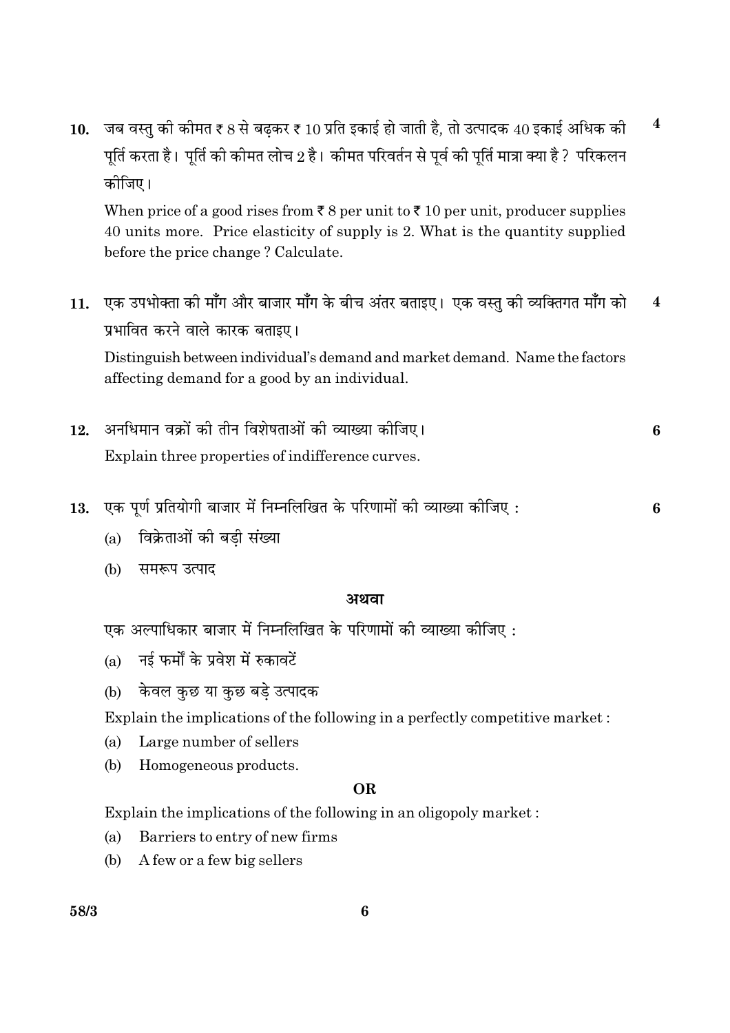10. जब वस्तु की कीमत ₹ 8 से बढ़कर ₹ 10 प्रति इकाई हो जाती है, तो उत्पादक 40 इकाई अधिक की पूर्ति करता है। पूर्ति की कीमत लोच 2 है। कीमत परिवर्तन से पूर्व की पूर्ति मात्रा क्या है ? परिकलन कीजिए। **4**

When price of a good rises from ₹ 8 per unit to ₹ 10 per unit, producer supplies 40 units more. Price elasticity of supply is 2. What is the quantity supplied before the price change ? Calculate.

11. एक उपभोक्ता की माँग और बाजार माँग के बीच अंतर बताइए। एक वस्तु की व्यक्तिगत माँग को प्रभावित करने वाले कारक बताइए। **4**

Distinguish between individual's demand and market demand. Name the factors affecting demand for a good by an individual.

12. अनधिमान वक्रों की तीन विशेषताओं की व्याख्या कीजिए। **6**

Explain three properties of indifference curves.

13. एक पूर्ण प्रतियोगी बाजार में निम्नलिखित के परिणामों की व्याख्या कीजिए : **6**

(a) विक्रेताओं की बड़ी संख्या

(b) समरूप उत्पाद

**अथवा**

एक अल्पाधिकार बाजार में निम्नलिखित के परिणामों की व्याख्या कीजिए :

(a) नई फर्मों के प्रवेश में रुकावटें

(b) केवल कुछ या कुछ बड़े उत्पादक

Explain the implications of the following in a perfectly competitive market :

(a) Large number of sellers

(b) Homogeneous products.

**OR**

Explain the implications of the following in an oligopoly market :

(a) Barriers to entry of new firms

(b) A few or a few big sellers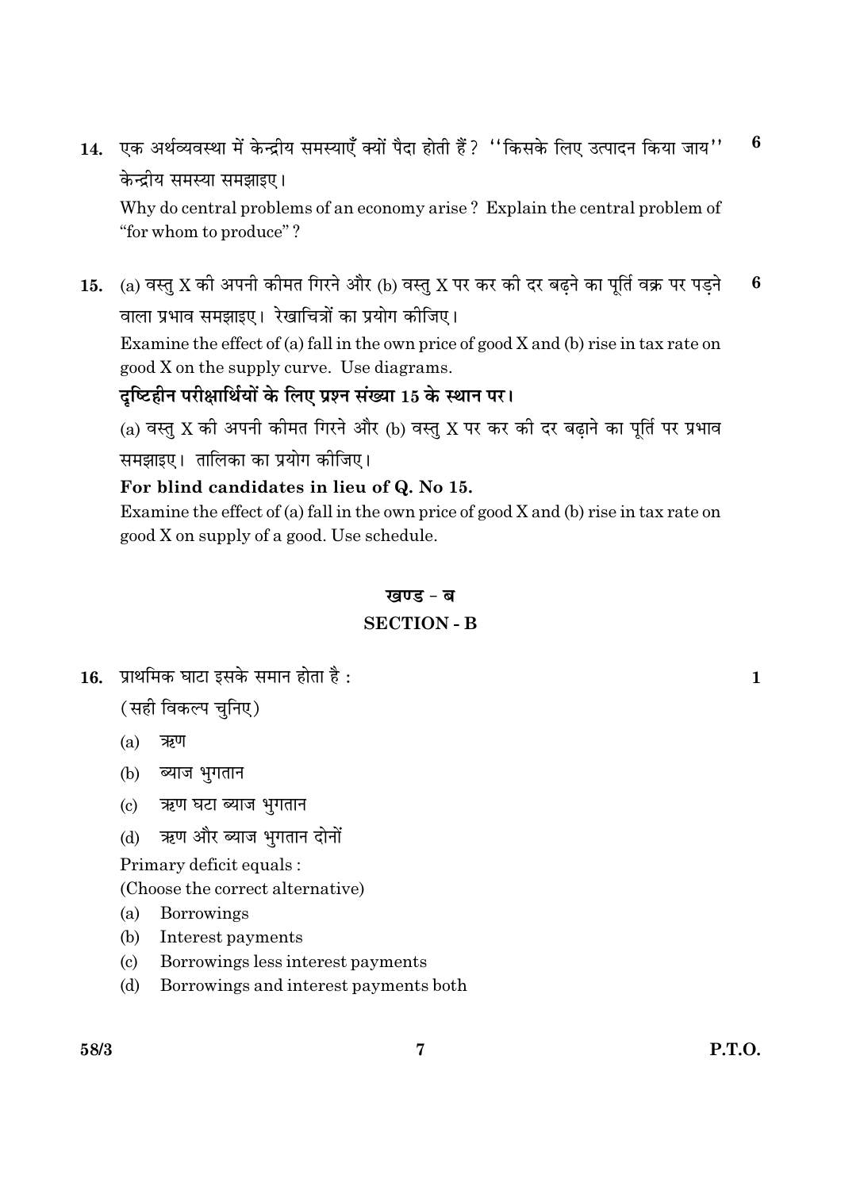14. एक अर्थव्यवस्था में केन्द्रीय समस्याएँ क्यों पैदा होती हैं? "किसके लिए उत्पादन किया जाय" केन्द्रीय समस्या समझाइए। **6**

Why do central problems of an economy arise ? Explain the central problem of "for whom to produce" ?

15. (a) वस्तु X की अपनी कीमत गिरने और (b) वस्तु X पर कर की दर बढ़ने का पूर्ति वक्र पर पड़ने वाला प्रभाव समझाइए। रेखाचित्रों का प्रयोग कीजिए। **6**

Examine the effect of (a) fall in the own price of good X and (b) rise in tax rate on good X on the supply curve. Use diagrams.

**दृष्टिहीन परीक्षार्थियों के लिए प्रश्न संख्या 15 के स्थान पर।**

(a) वस्तु X की अपनी कीमत गिरने और (b) वस्तु X पर कर की दर बढ़ाने का पूर्ति पर प्रभाव समझाइए। तालिका का प्रयोग कीजिए।

**For blind candidates in lieu of Q. No 15.**

Examine the effect of (a) fall in the own price of good X and (b) rise in tax rate on good X on supply of a good. Use schedule.

## खण्ड - ब
## SECTION - B

16. प्राथमिक घाटा इसके समान होता है : **1**

(सही विकल्प चुनिए)

(a) ऋण
(b) ब्याज भुगतान
(c) ऋण घटा ब्याज भुगतान
(d) ऋण और ब्याज भुगतान दोनों

Primary deficit equals :

(Choose the correct alternative)

(a) Borrowings
(b) Interest payments
(c) Borrowings less interest payments
(d) Borrowings and interest payments both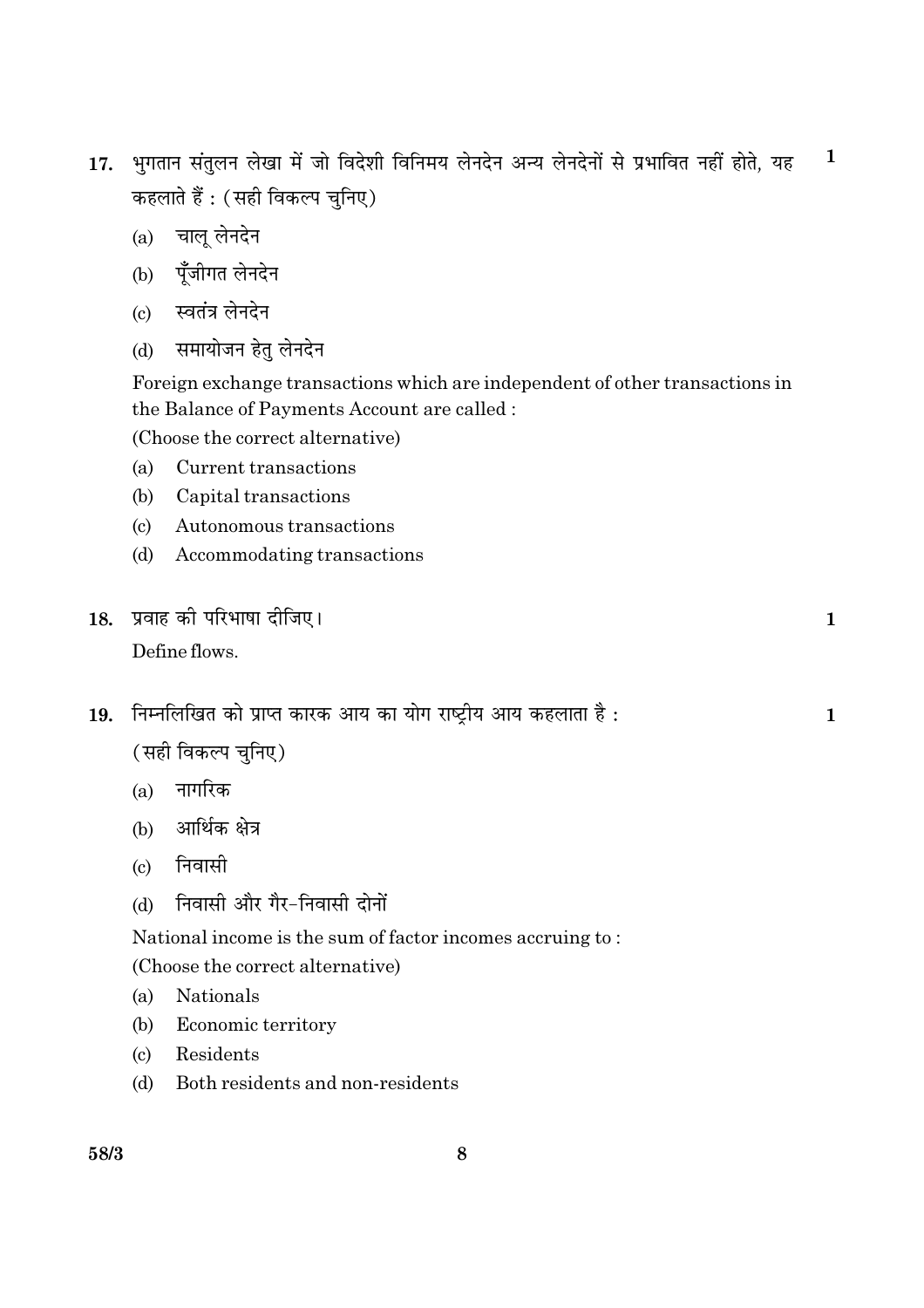**17.** भुगतान संतुलन लेखा में जो विदेशी विनिमय लेनदेन अन्य लेनदेनों से प्रभावित नहीं होते, यह कहलाते हैं : (सही विकल्प चुनिए) **1**

(a) चालू लेनदेन

(b) पूँजीगत लेनदेन

(c) स्वतंत्र लेनदेन

(d) समायोजन हेतु लेनदेन

Foreign exchange transactions which are independent of other transactions in the Balance of Payments Account are called :

(Choose the correct alternative)

(a) Current transactions

(b) Capital transactions

(c) Autonomous transactions

(d) Accommodating transactions

**18.** प्रवाह की परिभाषा दीजिए। **1**

Define flows.

**19.** निम्नलिखित को प्राप्त कारक आय का योग राष्ट्रीय आय कहलाता है : **1**

(सही विकल्प चुनिए)

(a) नागरिक

(b) आर्थिक क्षेत्र

(c) निवासी

(d) निवासी और गैर-निवासी दोनों

National income is the sum of factor incomes accruing to :

(Choose the correct alternative)

(a) Nationals

(b) Economic territory

(c) Residents

(d) Both residents and non-residents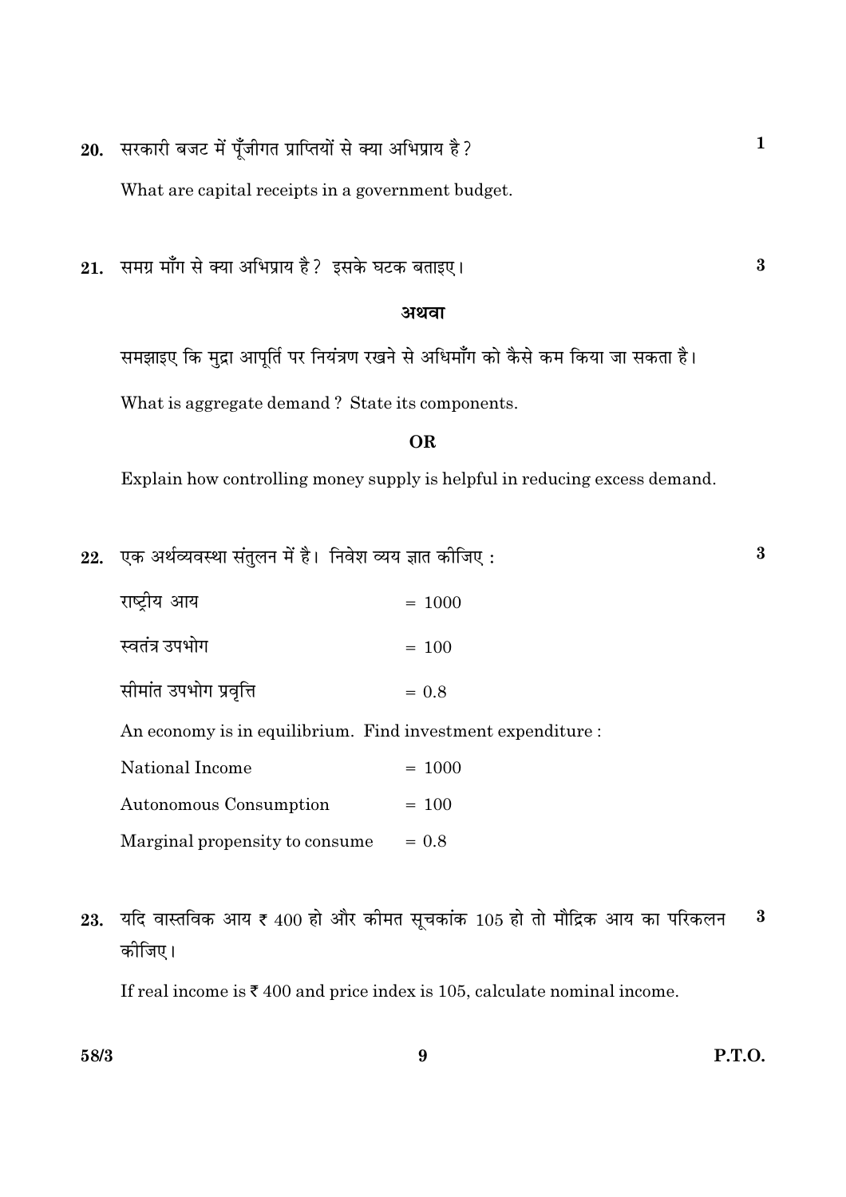20. सरकारी बजट में पूँजीगत प्राप्तियों से क्या अभिप्राय है? **1**

What are capital receipts in a government budget.

21. समग्र माँग से क्या अभिप्राय है? इसके घटक बताइए। **3**

**अथवा**

समझाइए कि मुद्रा आपूर्ति पर नियंत्रण रखने से अधिमाँग को कैसे कम किया जा सकता है।

What is aggregate demand ? State its components.

**OR**

Explain how controlling money supply is helpful in reducing excess demand.

22. एक अर्थव्यवस्था संतुलन में है। निवेश व्यय ज्ञात कीजिए : **3**

| | |
|---|---|
| राष्ट्रीय आय | = 1000 |
| स्वतंत्र उपभोग | = 100 |
| सीमांत उपभोग प्रवृत्ति | = 0.8 |

An economy is in equilibrium. Find investment expenditure :

| | |
|---|---|
| National Income | = 1000 |
| Autonomous Consumption | = 100 |
| Marginal propensity to consume | = 0.8 |

23. यदि वास्तविक आय ₹ 400 हो और कीमत सूचकांक 105 हो तो मौद्रिक आय का परिकलन कीजिए। **3**

If real income is ₹ 400 and price index is 105, calculate nominal income.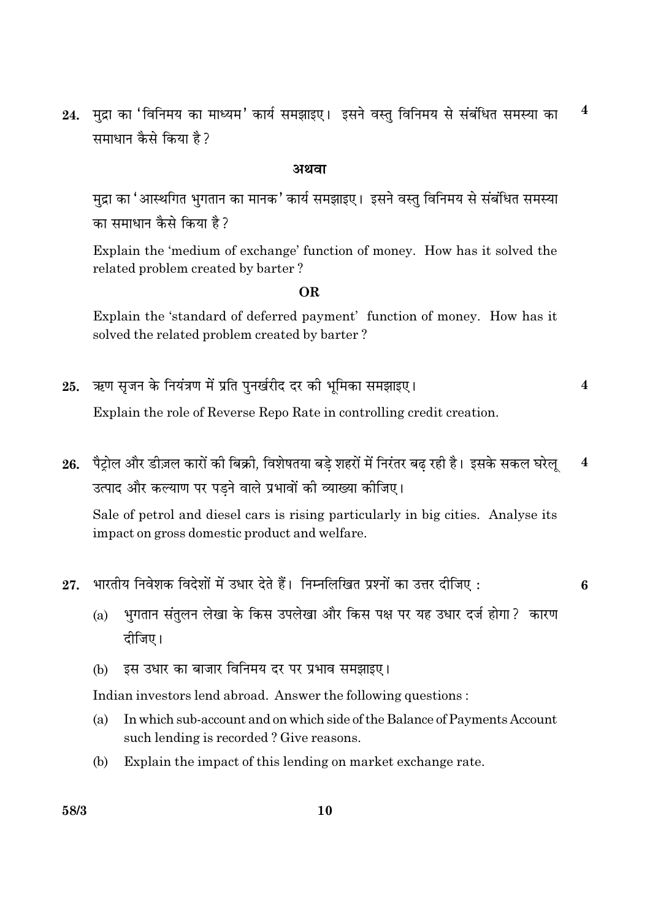24. मुद्रा का 'विनिमय का माध्यम' कार्य समझाइए। इसने वस्तु विनिमय से संबंधित समस्या का समाधान कैसे किया है? **4**

**अथवा**

मुद्रा का 'आस्थगित भुगतान का मानक' कार्य समझाइए। इसने वस्तु विनिमय से संबंधित समस्या का समाधान कैसे किया है?

Explain the 'medium of exchange' function of money. How has it solved the related problem created by barter?

**OR**

Explain the 'standard of deferred payment' function of money. How has it solved the related problem created by barter?

25. ऋण सृजन के नियंत्रण में प्रति पुनर्खरीद दर की भूमिका समझाइए। **4**

Explain the role of Reverse Repo Rate in controlling credit creation.

26. पैट्रोल और डीज़ल कारों की बिक्री, विशेषतया बड़े शहरों में निरंतर बढ़ रही है। इसके सकल घरेलू उत्पाद और कल्याण पर पड़ने वाले प्रभावों की व्याख्या कीजिए। **4**

Sale of petrol and diesel cars is rising particularly in big cities. Analyse its impact on gross domestic product and welfare.

27. भारतीय निवेशक विदेशों में उधार देते हैं। निम्नलिखित प्रश्नों का उत्तर दीजिए : **6**

(a) भुगतान संतुलन लेखा के किस उपलेखा और किस पक्ष पर यह उधार दर्ज होगा? कारण दीजिए।

(b) इस उधार का बाजार विनिमय दर पर प्रभाव समझाइए।

Indian investors lend abroad. Answer the following questions :

(a) In which sub-account and on which side of the Balance of Payments Account such lending is recorded? Give reasons.

(b) Explain the impact of this lending on market exchange rate.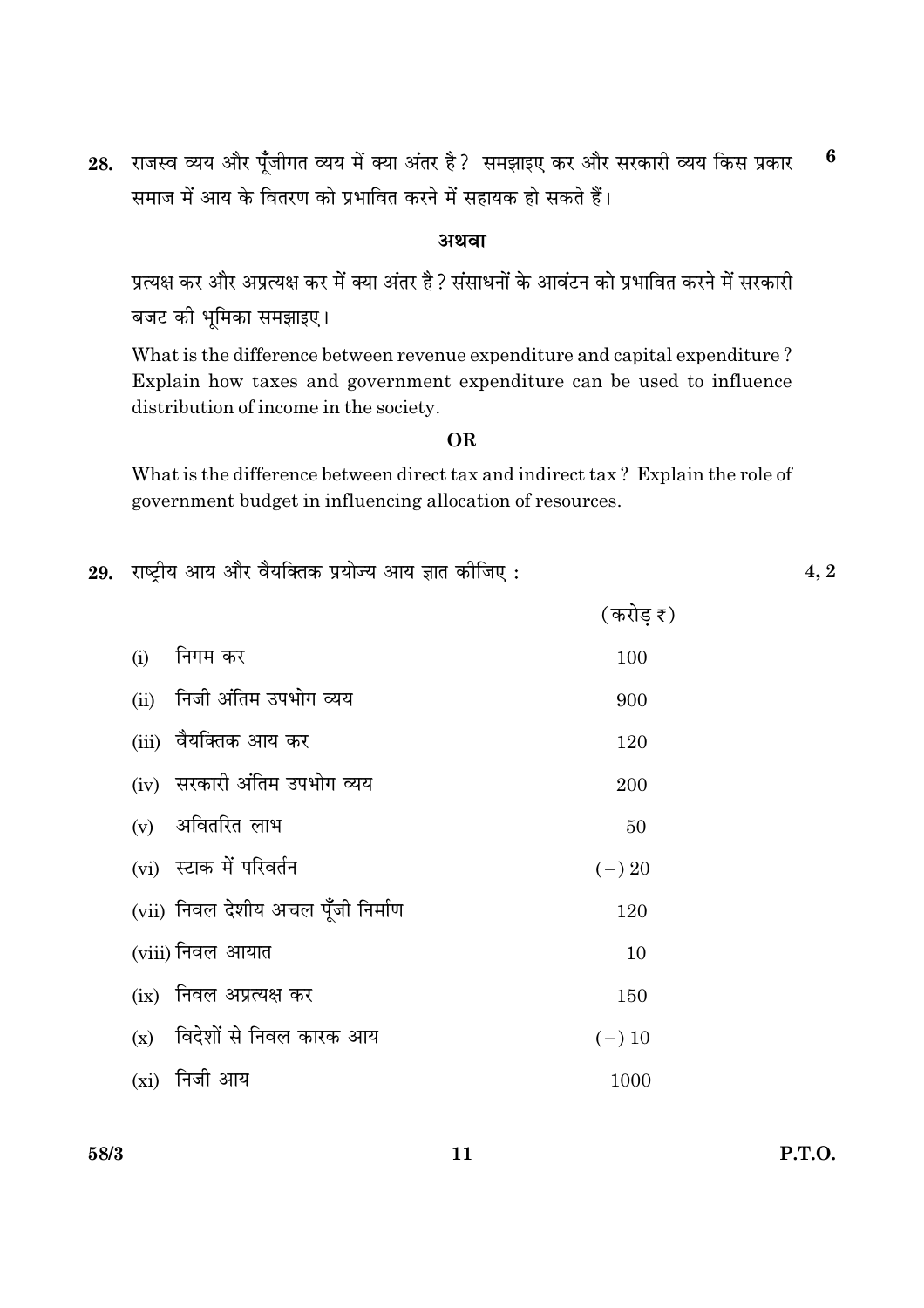28. राजस्व व्यय और पूँजीगत व्यय में क्या अंतर है? समझाइए कर और सरकारी व्यय किस प्रकार समाज में आय के वितरण को प्रभावित करने में सहायक हो सकते हैं। **6**

**अथवा**

प्रत्यक्ष कर और अप्रत्यक्ष कर में क्या अंतर है? संसाधनों के आवंटन को प्रभावित करने में सरकारी बजट की भूमिका समझाइए।

What is the difference between revenue expenditure and capital expenditure? Explain how taxes and government expenditure can be used to influence distribution of income in the society.

**OR**

What is the difference between direct tax and indirect tax? Explain the role of government budget in influencing allocation of resources.

29. राष्ट्रीय आय और वैयक्तिक प्रयोज्य आय ज्ञात कीजिए : **4, 2**

| | | (करोड़ ₹) |
|---|---|---|
| (i) | निगम कर | 100 |
| (ii) | निजी अंतिम उपभोग व्यय | 900 |
| (iii) | वैयक्तिक आय कर | 120 |
| (iv) | सरकारी अंतिम उपभोग व्यय | 200 |
| (v) | अवितरित लाभ | 50 |
| (vi) | स्टाक में परिवर्तन | (−) 20 |
| (vii) | निवल देशीय अचल पूँजी निर्माण | 120 |
| (viii) | निवल आयात | 10 |
| (ix) | निवल अप्रत्यक्ष कर | 150 |
| (x) | विदेशों से निवल कारक आय | (−) 10 |
| (xi) | निजी आय | 1000 |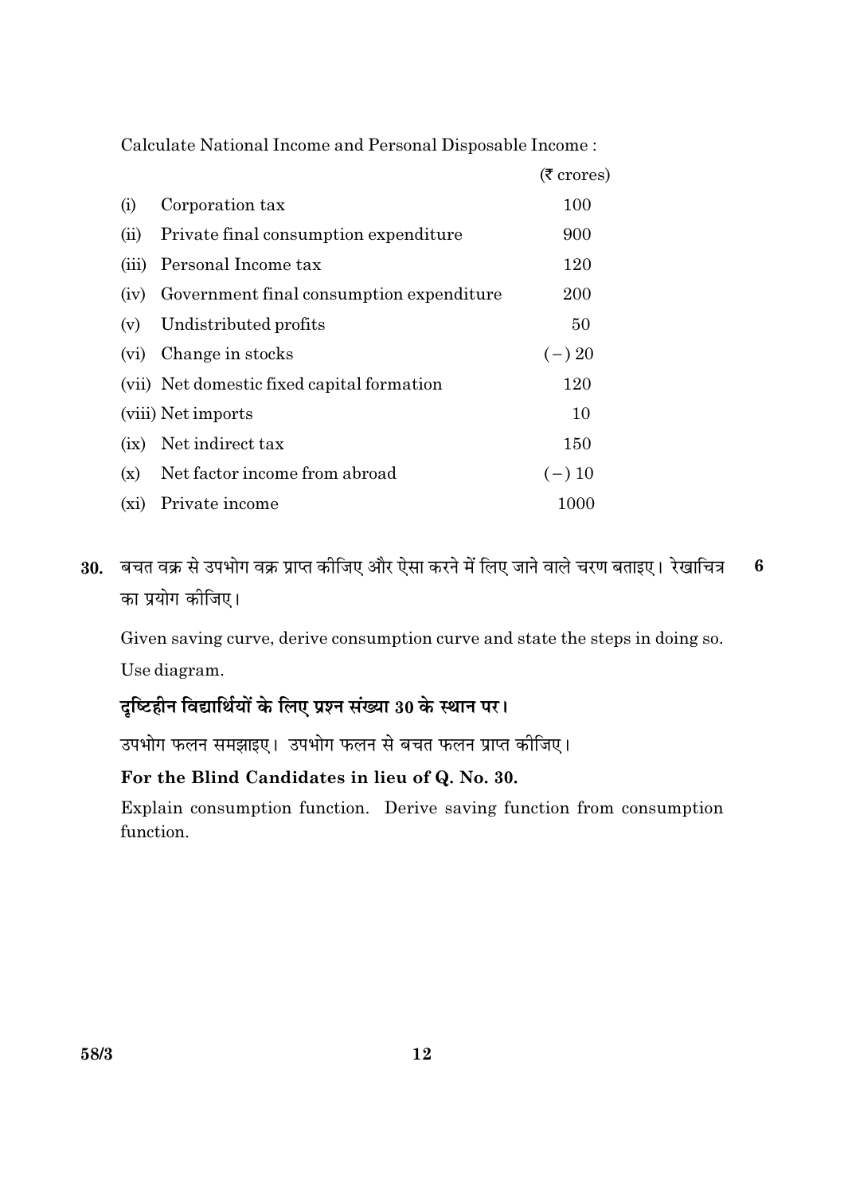Calculate National Income and Personal Disposable Income :

| | | (₹ crores) |
|---|---|---|
| (i) | Corporation tax | 100 |
| (ii) | Private final consumption expenditure | 900 |
| (iii) | Personal Income tax | 120 |
| (iv) | Government final consumption expenditure | 200 |
| (v) | Undistributed profits | 50 |
| (vi) | Change in stocks | (−) 20 |
| (vii) | Net domestic fixed capital formation | 120 |
| (viii) | Net imports | 10 |
| (ix) | Net indirect tax | 150 |
| (x) | Net factor income from abroad | (−) 10 |
| (xi) | Private income | 1000 |

**30.** बचत वक्र से उपभोग वक्र प्राप्त कीजिए और ऐसा करने में लिए जाने वाले चरण बताइए। रेखाचित्र का प्रयोग कीजिए। **6**

Given saving curve, derive consumption curve and state the steps in doing so. Use diagram.

**दृष्टिहीन विद्यार्थियों के लिए प्रश्न संख्या 30 के स्थान पर।**

उपभोग फलन समझाइए। उपभोग फलन से बचत फलन प्राप्त कीजिए।

**For the Blind Candidates in lieu of Q. No. 30.**

Explain consumption function. Derive saving function from consumption function.